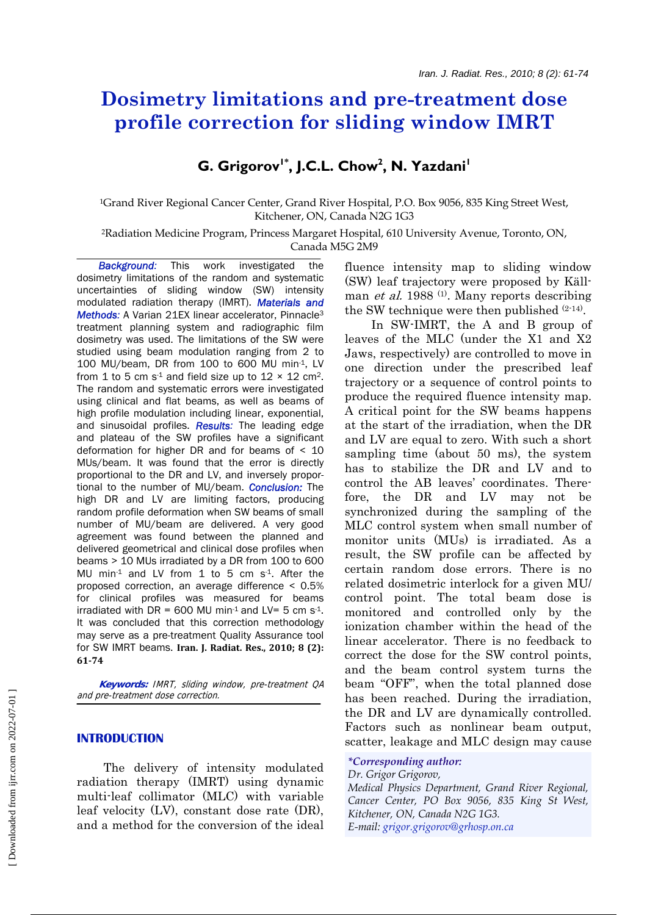# Dosimetry limitations and pre-treatment dose profile correction for sliding window IMRT

## G. Grigorov[1*], J.C.L. Chow[2], N. Yazdani[1]

[1]Grand River Regional Cancer Center, Grand River Hospital, P.O. Box 9056, 835 King Street West, Kitchener, ON, Canada N2G 1G3

[2]Radiation Medicine Program, Princess Margaret Hospital, 610 University Avenue, Toronto, ON, Canada M5G 2M9

***Background:*** This work investigated the dosimetry limitations of the random and systematic uncertainties of sliding window (SW) intensity modulated radiation therapy (IMRT). ***Materials and Methods:*** A Varian 21EX linear accelerator, Pinnacle[3] treatment planning system and radiographic film dosimetry was used. The limitations of the SW were studied using beam modulation ranging from 2 to 100 MU/beam, DR from 100 to 600 MU min$^{-1}$, LV from 1 to 5 cm s$^{-1}$ and field size up to 12 × 12 cm$^{2}$. The random and systematic errors were investigated using clinical and flat beams, as well as beams of high profile modulation including linear, exponential, and sinusoidal profiles. ***Results:*** The leading edge and plateau of the SW profiles have a significant deformation for higher DR and for beams of < 10 MUs/beam. It was found that the error is directly proportional to the DR and LV, and inversely proportional to the number of MU/beam. ***Conclusion:*** The high DR and LV are limiting factors, producing random profile deformation when SW beams of small number of MU/beam are delivered. A very good agreement was found between the planned and delivered geometrical and clinical dose profiles when beams > 10 MUs irradiated by a DR from 100 to 600 MU min$^{-1}$ and LV from 1 to 5 cm s$^{-1}$. After the proposed correction, an average difference < 0.5% for clinical profiles was measured for beams irradiated with DR = 600 MU min$^{-1}$ and LV= 5 cm s$^{-1}$. It was concluded that this correction methodology may serve as a pre-treatment Quality Assurance tool for SW IMRT beams. **Iran. J. Radiat. Res., 2010; 8 (2): 61-74**

***Keywords:*** *IMRT, sliding window, pre-treatment QA and pre-treatment dose correction.*

## INTRODUCTION

The delivery of intensity modulated radiation therapy (IMRT) using dynamic multi-leaf collimator (MLC) with variable leaf velocity (LV), constant dose rate (DR), and a method for the conversion of the ideal fluence intensity map to sliding window (SW) leaf trajectory were proposed by Källman *et al.* 1988 [1]. Many reports describing the SW technique were then published [2-14].

In SW-IMRT, the A and B group of leaves of the MLC (under the X1 and X2 Jaws, respectively) are controlled to move in one direction under the prescribed leaf trajectory or a sequence of control points to produce the required fluence intensity map. A critical point for the SW beams happens at the start of the irradiation, when the DR and LV are equal to zero. With such a short sampling time (about 50 ms), the system has to stabilize the DR and LV and to control the AB leaves' coordinates. Therefore, the DR and LV may not be synchronized during the sampling of the MLC control system when small number of monitor units (MUs) is irradiated. As a result, the SW profile can be affected by certain random dose errors. There is no related dosimetric interlock for a given MU/control point. The total beam dose is monitored and controlled only by the ionization chamber within the head of the linear accelerator. There is no feedback to correct the dose for the SW control points, and the beam control system turns the beam "OFF", when the total planned dose has been reached. During the irradiation, the DR and LV are dynamically controlled. Factors such as nonlinear beam output, scatter, leakage and MLC design may cause

**\*Corresponding author:**
*Dr. Grigor Grigorov,*
*Medical Physics Department, Grand River Regional, Cancer Center, PO Box 9056, 835 King St West, Kitchener, ON, Canada N2G 1G3.*
*E-mail: grigor.grigorov@grhosp.on.ca*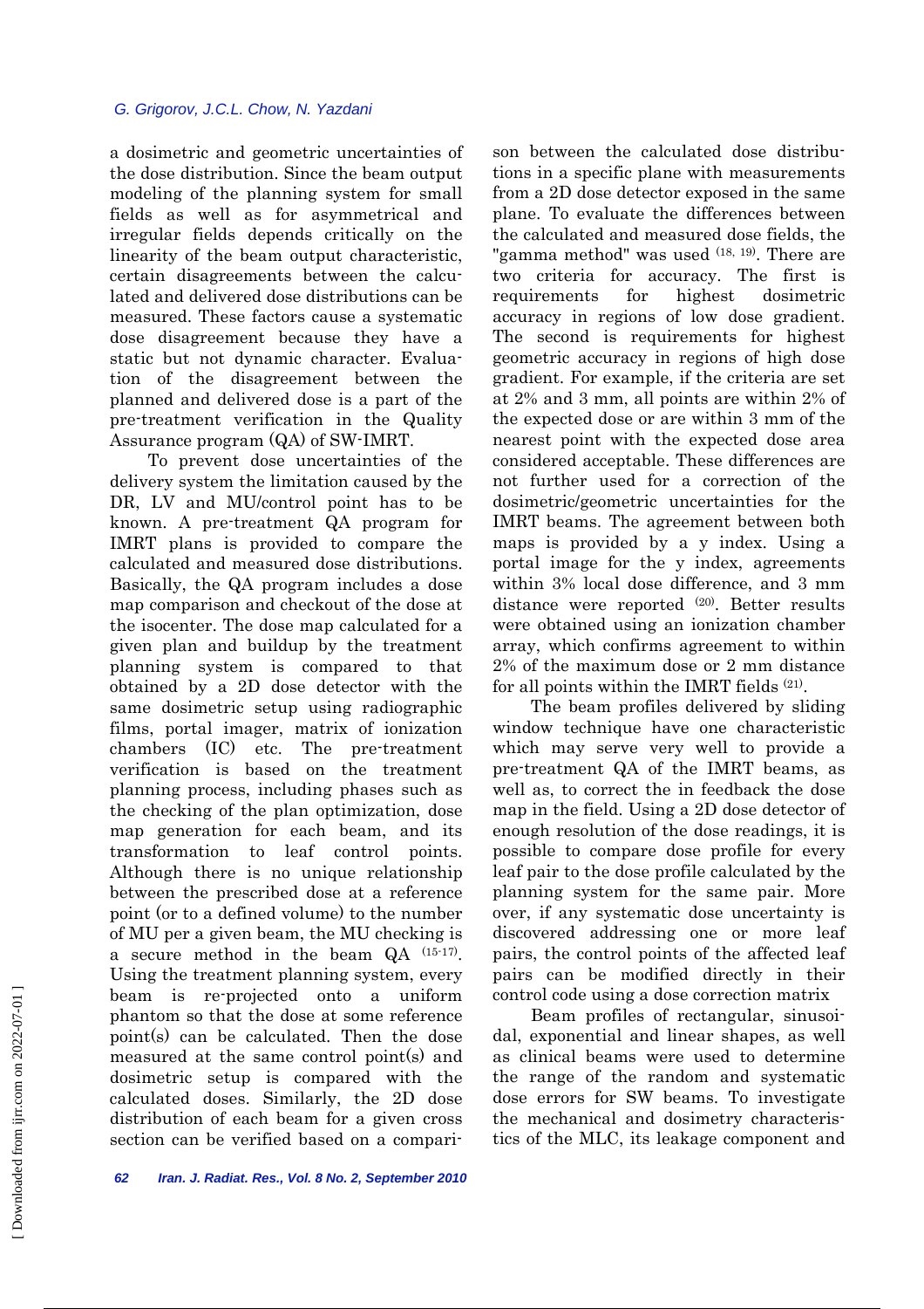a dosimetric and geometric uncertainties of the dose distribution. Since the beam output modeling of the planning system for small fields as well as for asymmetrical and irregular fields depends critically on the linearity of the beam output characteristic, certain disagreements between the calculated and delivered dose distributions can be measured. These factors cause a systematic dose disagreement because they have a static but not dynamic character. Evaluation of the disagreement between the planned and delivered dose is a part of the pre-treatment verification in the Quality Assurance program (QA) of SW-IMRT.

To prevent dose uncertainties of the delivery system the limitation caused by the DR, LV and MU/control point has to be known. A pre-treatment QA program for IMRT plans is provided to compare the calculated and measured dose distributions. Basically, the QA program includes a dose map comparison and checkout of the dose at the isocenter. The dose map calculated for a given plan and buildup by the treatment planning system is compared to that obtained by a 2D dose detector with the same dosimetric setup using radiographic films, portal imager, matrix of ionization chambers (IC) etc. The pre-treatment verification is based on the treatment planning process, including phases such as the checking of the plan optimization, dose map generation for each beam, and its transformation to leaf control points. Although there is no unique relationship between the prescribed dose at a reference point (or to a defined volume) to the number of MU per a given beam, the MU checking is a secure method in the beam QA [15-17]. Using the treatment planning system, every beam is re-projected onto a uniform phantom so that the dose at some reference point(s) can be calculated. Then the dose measured at the same control point(s) and dosimetric setup is compared with the calculated doses. Similarly, the 2D dose distribution of each beam for a given cross section can be verified based on a comparison between the calculated dose distributions in a specific plane with measurements from a 2D dose detector exposed in the same plane. To evaluate the differences between the calculated and measured dose fields, the "gamma method" was used [18, 19]. There are two criteria for accuracy. The first is requirements for highest dosimetric accuracy in regions of low dose gradient. The second is requirements for highest geometric accuracy in regions of high dose gradient. For example, if the criteria are set at 2% and 3 mm, all points are within 2% of the expected dose or are within 3 mm of the nearest point with the expected dose area considered acceptable. These differences are not further used for a correction of the dosimetric/geometric uncertainties for the IMRT beams. The agreement between both maps is provided by a y index. Using a portal image for the y index, agreements within 3% local dose difference, and 3 mm distance were reported [20]. Better results were obtained using an ionization chamber array, which confirms agreement to within 2% of the maximum dose or 2 mm distance for all points within the IMRT fields [21].

The beam profiles delivered by sliding window technique have one characteristic which may serve very well to provide a pre-treatment QA of the IMRT beams, as well as, to correct the in feedback the dose map in the field. Using a 2D dose detector of enough resolution of the dose readings, it is possible to compare dose profile for every leaf pair to the dose profile calculated by the planning system for the same pair. More over, if any systematic dose uncertainty is discovered addressing one or more leaf pairs, the control points of the affected leaf pairs can be modified directly in their control code using a dose correction matrix

Beam profiles of rectangular, sinusoidal, exponential and linear shapes, as well as clinical beams were used to determine the range of the random and systematic dose errors for SW beams. To investigate the mechanical and dosimetry characteristics of the MLC, its leakage component and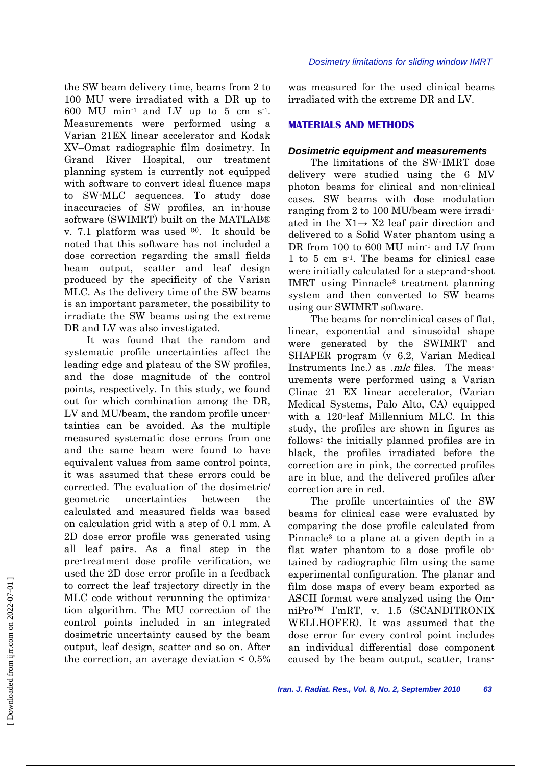the SW beam delivery time, beams from 2 to 100 MU were irradiated with a DR up to 600 MU $min^{-1}$ and LV up to 5 cm $s^{-1}$. Measurements were performed using a Varian 21EX linear accelerator and Kodak XV–Omat radiographic film dosimetry. In Grand River Hospital, our treatment planning system is currently not equipped with software to convert ideal fluence maps to SW-MLC sequences. To study dose inaccuracies of SW profiles, an in-house software (SWIMRT) built on the MATLAB® v. 7.1 platform was used [9]. It should be noted that this software has not included a dose correction regarding the small fields beam output, scatter and leaf design produced by the specificity of the Varian MLC. As the delivery time of the SW beams is an important parameter, the possibility to irradiate the SW beams using the extreme DR and LV was also investigated.

It was found that the random and systematic profile uncertainties affect the leading edge and plateau of the SW profiles, and the dose magnitude of the control points, respectively. In this study, we found out for which combination among the DR, LV and MU/beam, the random profile uncertainties can be avoided. As the multiple measured systematic dose errors from one and the same beam were found to have equivalent values from same control points, it was assumed that these errors could be corrected. The evaluation of the dosimetric/geometric uncertainties between the calculated and measured fields was based on calculation grid with a step of 0.1 mm. A 2D dose error profile was generated using all leaf pairs. As a final step in the pre-treatment dose profile verification, we used the 2D dose error profile in a feedback to correct the leaf trajectory directly in the MLC code without rerunning the optimization algorithm. The MU correction of the control points included in an integrated dosimetric uncertainty caused by the beam output, leaf design, scatter and so on. After the correction, an average deviation < 0.5% was measured for the used clinical beams irradiated with the extreme DR and LV.

## MATERIALS AND METHODS

### *Dosimetric equipment and measurements*

The limitations of the SW-IMRT dose delivery were studied using the 6 MV photon beams for clinical and non-clinical cases. SW beams with dose modulation ranging from 2 to 100 MU/beam were irradiated in the X1→ X2 leaf pair direction and delivered to a Solid Water phantom using a DR from 100 to 600 MU $min^{-1}$ and LV from 1 to 5 cm $s^{-1}$. The beams for clinical case were initially calculated for a step-and-shoot IMRT using Pinnacle[3] treatment planning system and then converted to SW beams using our SWIMRT software.

The beams for non-clinical cases of flat, linear, exponential and sinusoidal shape were generated by the SWIMRT and SHAPER program (v 6.2, Varian Medical Instruments Inc.) as *.mlc* files. The measurements were performed using a Varian Clinac 21 EX linear accelerator, (Varian Medical Systems, Palo Alto, CA) equipped with a 120-leaf Millennium MLC. In this study, the profiles are shown in figures as follows: the initially planned profiles are in black, the profiles irradiated before the correction are in pink, the corrected profiles are in blue, and the delivered profiles after correction are in red.

The profile uncertainties of the SW beams for clinical case were evaluated by comparing the dose profile calculated from Pinnacle[3] to a plane at a given depth in a flat water phantom to a dose profile obtained by radiographic film using the same experimental configuration. The planar and film dose maps of every beam exported as ASCII format were analyzed using the OmniPro™ I'mRT, v. 1.5 (SCANDITRONIX WELLHOFER). It was assumed that the dose error for every control point includes an individual differential dose component caused by the beam output, scatter, trans-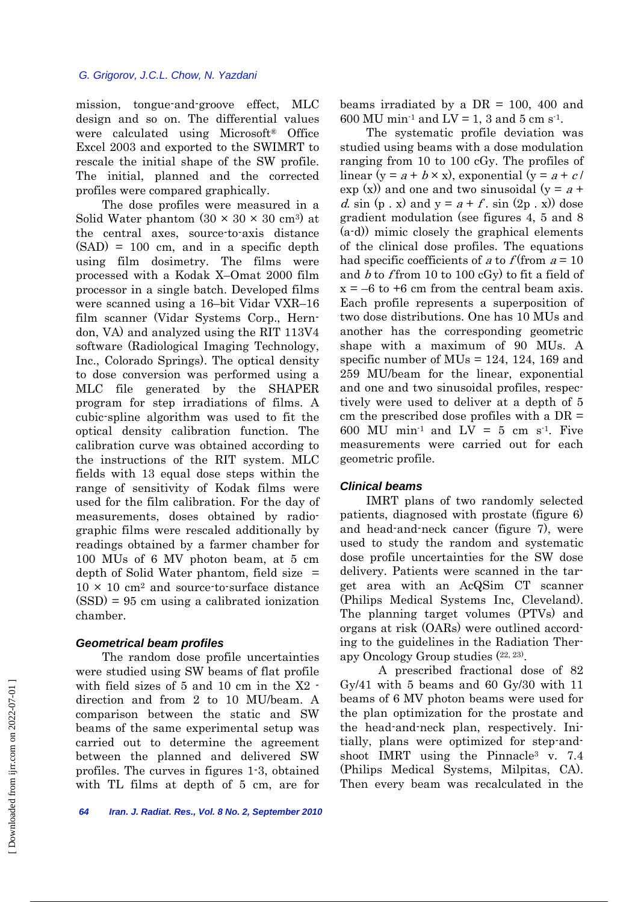mission, tongue-and-groove effect, MLC design and so on. The differential values were calculated using Microsoft® Office Excel 2003 and exported to the SWIMRT to rescale the initial shape of the SW profile. The initial, planned and the corrected profiles were compared graphically.

The dose profiles were measured in a Solid Water phantom ($30 \times 30 \times 30$ cm$^3$) at the central axes, source-to-axis distance (SAD) = 100 cm, and in a specific depth using film dosimetry. The films were processed with a Kodak X–Omat 2000 film processor in a single batch. Developed films were scanned using a 16–bit Vidar VXR–16 film scanner (Vidar Systems Corp., Herndon, VA) and analyzed using the RIT 113V4 software (Radiological Imaging Technology, Inc., Colorado Springs). The optical density to dose conversion was performed using a MLC file generated by the SHAPER program for step irradiations of films. A cubic-spline algorithm was used to fit the optical density calibration function. The calibration curve was obtained according to the instructions of the RIT system. MLC fields with 13 equal dose steps within the range of sensitivity of Kodak films were used for the film calibration. For the day of measurements, doses obtained by radiographic films were rescaled additionally by readings obtained by a farmer chamber for 100 MUs of 6 MV photon beam, at 5 cm depth of Solid Water phantom, field size = $10 \times 10$ cm$^2$ and source-to-surface distance (SSD) = 95 cm using a calibrated ionization chamber.

### *Geometrical beam profiles*

The random dose profile uncertainties were studied using SW beams of flat profile with field sizes of 5 and 10 cm in the X2 - direction and from 2 to 10 MU/beam. A comparison between the static and SW beams of the same experimental setup was carried out to determine the agreement between the planned and delivered SW profiles. The curves in figures 1-3, obtained with TL films at depth of 5 cm, are for beams irradiated by a DR = 100, 400 and 600 MU min$^{-1}$ and LV = 1, 3 and 5 cm s$^{-1}$.

The systematic profile deviation was studied using beams with a dose modulation ranging from 10 to 100 cGy. The profiles of linear ($y = a + b \times x$), exponential ($y = a + c / \exp(x)$) and one and two sinusoidal ($y = a + d.\sin(p\,.\,x)$ and $y = a + f.\sin(2p\,.\,x)$) dose gradient modulation (see figures 4, 5 and 8 (a-d)) mimic closely the graphical elements of the clinical dose profiles. The equations had specific coefficients of $a$ to $f$ (from $a = 10$ and $b$ to $f$ from 10 to 100 cGy) to fit a field of $x = -6$ to $+6$ cm from the central beam axis. Each profile represents a superposition of two dose distributions. One has 10 MUs and another has the corresponding geometric shape with a maximum of 90 MUs. A specific number of MUs = 124, 124, 169 and 259 MU/beam for the linear, exponential and one and two sinusoidal profiles, respectively were used to deliver at a depth of 5 cm the prescribed dose profiles with a DR = 600 MU min$^{-1}$ and LV = 5 cm s$^{-1}$. Five measurements were carried out for each geometric profile.

### *Clinical beams*

IMRT plans of two randomly selected patients, diagnosed with prostate (figure 6) and head-and-neck cancer (figure 7), were used to study the random and systematic dose profile uncertainties for the SW dose delivery. Patients were scanned in the target area with an AcQSim CT scanner (Philips Medical Systems Inc, Cleveland). The planning target volumes (PTVs) and organs at risk (OARs) were outlined according to the guidelines in the Radiation Therapy Oncology Group studies [22, 23].

A prescribed fractional dose of 82 Gy/41 with 5 beams and 60 Gy/30 with 11 beams of 6 MV photon beams were used for the plan optimization for the prostate and the head-and-neck plan, respectively. Initially, plans were optimized for step-and-shoot IMRT using the Pinnacle$^3$ v. 7.4 (Philips Medical Systems, Milpitas, CA). Then every beam was recalculated in the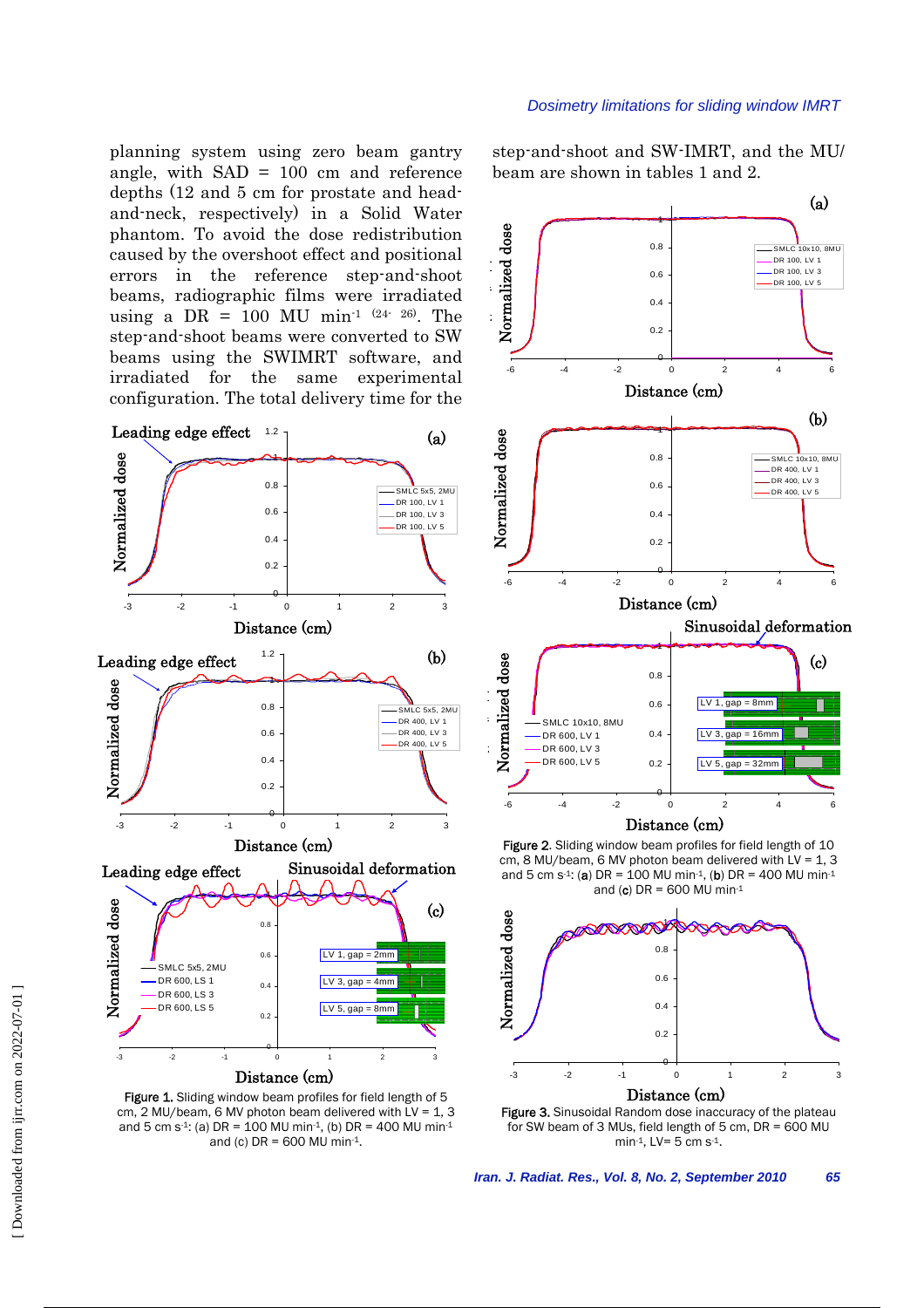planning system using zero beam gantry angle, with SAD = 100 cm and reference depths (12 and 5 cm for prostate and head-and-neck, respectively) in a Solid Water phantom. To avoid the dose redistribution caused by the overshoot effect and positional errors in the reference step-and-shoot beams, radiographic films were irradiated using a DR = 100 MU min$^{-1}$ [24- 26]. The step-and-shoot beams were converted to SW beams using the SWIMRT software, and irradiated for the same experimental configuration. The total delivery time for the step-and-shoot and SW-IMRT, and the MU/beam are shown in tables 1 and 2.

**Figure 1.** Sliding window beam profiles for field length of 5 cm, 2 MU/beam, 6 MV photon beam delivered with LV = 1, 3 and 5 cm s$^{-1}$: (a) DR = 100 MU min$^{-1}$, (b) DR = 400 MU min$^{-1}$ and (c) DR = 600 MU min$^{-1}$.

**Figure 2.** Sliding window beam profiles for field length of 10 cm, 8 MU/beam, 6 MV photon beam delivered with LV = 1, 3 and 5 cm s$^{-1}$: (**a**) DR = 100 MU min$^{-1}$, (**b**) DR = 400 MU min$^{-1}$ and (**c**) DR = 600 MU min$^{-1}$

**Figure 3.** Sinusoidal Random dose inaccuracy of the plateau for SW beam of 3 MUs, field length of 5 cm, DR = 600 MU min$^{-1}$, LV= 5 cm s$^{-1}$.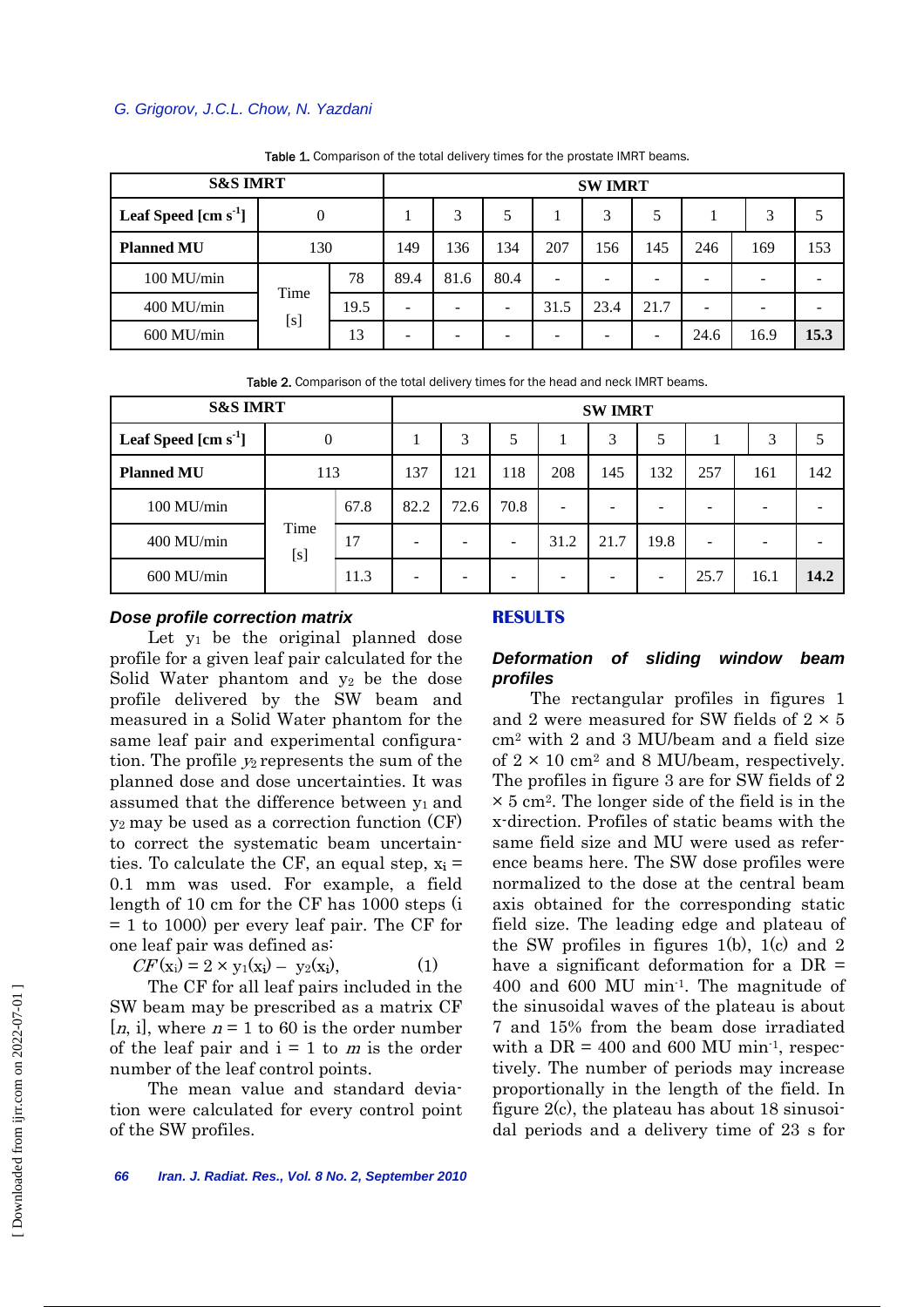Table 1. Comparison of the total delivery times for the prostate IMRT beams.

| S&S IMRT | | | SW IMRT | | | | | | | | |
|---|---|---|---|---|---|---|---|---|---|---|---|
| Leaf Speed [cm $s^{-1}$] | 0 | | 1 | 3 | 5 | 1 | 3 | 5 | 1 | 3 | 5 |
| Planned MU | 130 | | 149 | 136 | 134 | 207 | 156 | 145 | 246 | 169 | 153 |
| 100 MU/min | Time [s] | 78 | 89.4 | 81.6 | 80.4 | - | - | - | - | - | - |
| 400 MU/min | | 19.5 | - | - | - | 31.5 | 23.4 | 21.7 | - | - | - |
| 600 MU/min | | 13 | - | - | - | - | - | - | 24.6 | 16.9 | **15.3** |

Table 2. Comparison of the total delivery times for the head and neck IMRT beams.

| S&S IMRT | | | SW IMRT | | | | | | | | |
|---|---|---|---|---|---|---|---|---|---|---|---|
| Leaf Speed [cm $s^{-1}$] | 0 | | 1 | 3 | 5 | 1 | 3 | 5 | 1 | 3 | 5 |
| Planned MU | 113 | | 137 | 121 | 118 | 208 | 145 | 132 | 257 | 161 | 142 |
| 100 MU/min | Time [s] | 67.8 | 82.2 | 72.6 | 70.8 | - | - | - | - | - | - |
| 400 MU/min | | 17 | - | - | - | 31.2 | 21.7 | 19.8 | - | - | - |
| 600 MU/min | | 11.3 | - | - | - | - | - | - | 25.7 | 16.1 | **14.2** |

### *Dose profile correction matrix*

Let $y_1$ be the original planned dose profile for a given leaf pair calculated for the Solid Water phantom and $y_2$ be the dose profile delivered by the SW beam and measured in a Solid Water phantom for the same leaf pair and experimental configuration. The profile $y_2$ represents the sum of the planned dose and dose uncertainties. It was assumed that the difference between $y_1$ and $y_2$ may be used as a correction function (CF) to correct the systematic beam uncertainties. To calculate the CF, an equal step, $x_i$ = 0.1 mm was used. For example, a field length of 10 cm for the CF has 1000 steps (i = 1 to 1000) per every leaf pair. The CF for one leaf pair was defined as:

$$CF(x_i) = 2 \times y_1(x_i) - y_2(x_i), \quad (1)$$

The CF for all leaf pairs included in the SW beam may be prescribed as a matrix CF [$n$, i], where $n$ = 1 to 60 is the order number of the leaf pair and i = 1 to $m$ is the order number of the leaf control points.

The mean value and standard deviation were calculated for every control point of the SW profiles.

## RESULTS

### *Deformation of sliding window beam profiles*

The rectangular profiles in figures 1 and 2 were measured for SW fields of 2 × 5 $cm^2$ with 2 and 3 MU/beam and a field size of 2 × 10 $cm^2$ and 8 MU/beam, respectively. The profiles in figure 3 are for SW fields of 2 × 5 $cm^2$. The longer side of the field is in the x-direction. Profiles of static beams with the same field size and MU were used as reference beams here. The SW dose profiles were normalized to the dose at the central beam axis obtained for the corresponding static field size. The leading edge and plateau of the SW profiles in figures 1(b), 1(c) and 2 have a significant deformation for a DR = 400 and 600 MU $min^{-1}$. The magnitude of the sinusoidal waves of the plateau is about 7 and 15% from the beam dose irradiated with a DR = 400 and 600 MU $min^{-1}$, respectively. The number of periods may increase proportionally in the length of the field. In figure 2(c), the plateau has about 18 sinusoidal periods and a delivery time of 23 s for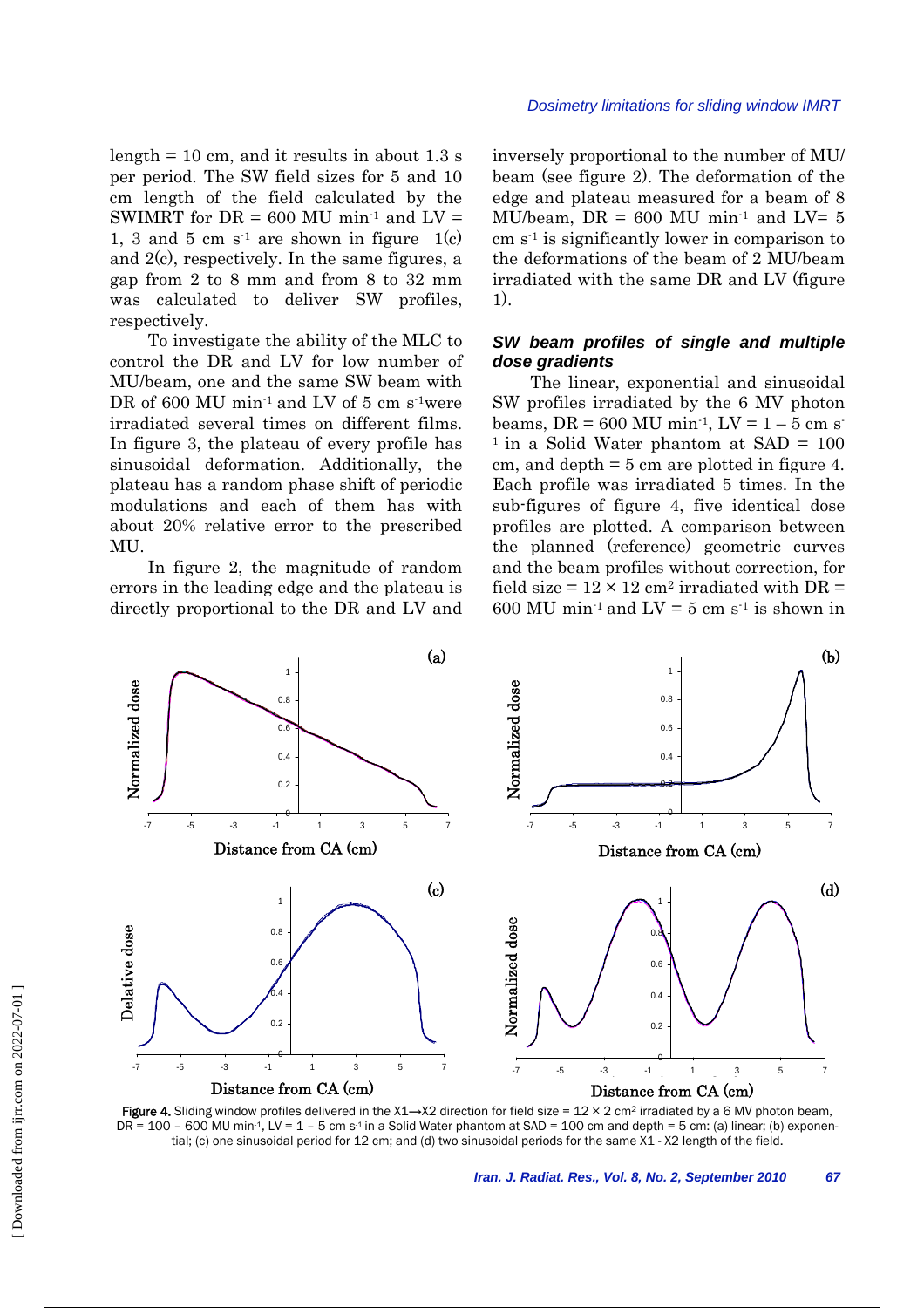length = 10 cm, and it results in about 1.3 s per period. The SW field sizes for 5 and 10 cm length of the field calculated by the SWIMRT for DR = 600 MU min$^{-1}$ and LV = 1, 3 and 5 cm s$^{-1}$ are shown in figure 1(c) and 2(c), respectively. In the same figures, a gap from 2 to 8 mm and from 8 to 32 mm was calculated to deliver SW profiles, respectively.

To investigate the ability of the MLC to control the DR and LV for low number of MU/beam, one and the same SW beam with DR of 600 MU min$^{-1}$ and LV of 5 cm s$^{-1}$were irradiated several times on different films. In figure 3, the plateau of every profile has sinusoidal deformation. Additionally, the plateau has a random phase shift of periodic modulations and each of them has with about 20% relative error to the prescribed MU.

In figure 2, the magnitude of random errors in the leading edge and the plateau is directly proportional to the DR and LV and inversely proportional to the number of MU/beam (see figure 2). The deformation of the edge and plateau measured for a beam of 8 MU/beam, DR = 600 MU min$^{-1}$ and LV= 5 cm s$^{-1}$ is significantly lower in comparison to the deformations of the beam of 2 MU/beam irradiated with the same DR and LV (figure 1).

### *SW beam profiles of single and multiple dose gradients*

The linear, exponential and sinusoidal SW profiles irradiated by the 6 MV photon beams, DR = 600 MU min$^{-1}$, LV = 1 – 5 cm s$^{-1}$ in a Solid Water phantom at SAD = 100 cm, and depth = 5 cm are plotted in figure 4. Each profile was irradiated 5 times. In the sub-figures of figure 4, five identical dose profiles are plotted. A comparison between the planned (reference) geometric curves and the beam profiles without correction, for field size = 12 × 12 cm$^2$ irradiated with DR = 600 MU min$^{-1}$ and LV = 5 cm s$^{-1}$ is shown in

**Figure 4.** Sliding window profiles delivered in the X1→X2 direction for field size = 12 × 2 cm$^2$ irradiated by a 6 MV photon beam, DR = 100 – 600 MU min$^{-1}$, LV = 1 – 5 cm s$^{-1}$ in a Solid Water phantom at SAD = 100 cm and depth = 5 cm: (a) linear; (b) exponential; (c) one sinusoidal period for 12 cm; and (d) two sinusoidal periods for the same X1 - X2 length of the field.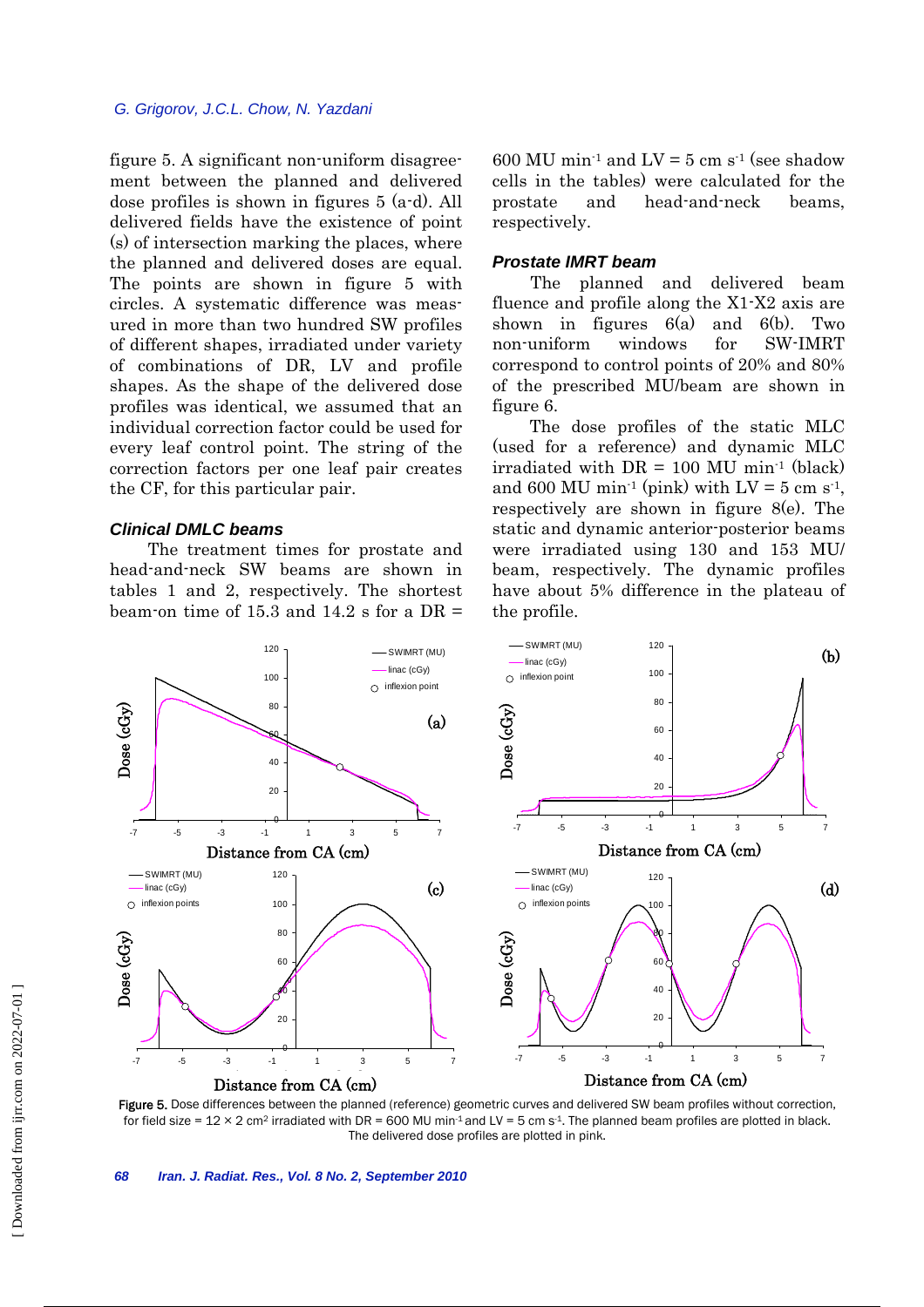figure 5. A significant non-uniform disagreement between the planned and delivered dose profiles is shown in figures 5 (a-d). All delivered fields have the existence of point (s) of intersection marking the places, where the planned and delivered doses are equal. The points are shown in figure 5 with circles. A systematic difference was measured in more than two hundred SW profiles of different shapes, irradiated under variety of combinations of DR, LV and profile shapes. As the shape of the delivered dose profiles was identical, we assumed that an individual correction factor could be used for every leaf control point. The string of the correction factors per one leaf pair creates the CF, for this particular pair.

### *Clinical DMLC beams*

The treatment times for prostate and head-and-neck SW beams are shown in tables 1 and 2, respectively. The shortest beam-on time of 15.3 and 14.2 s for a DR = 600 MU $min^{-1}$ and LV = 5 cm $s^{-1}$ (see shadow cells in the tables) were calculated for the prostate and head-and-neck beams, respectively.

### *Prostate IMRT beam*

The planned and delivered beam fluence and profile along the X1-X2 axis are shown in figures 6(a) and 6(b). Two non-uniform windows for SW-IMRT correspond to control points of 20% and 80% of the prescribed MU/beam are shown in figure 6.

The dose profiles of the static MLC (used for a reference) and dynamic MLC irradiated with DR = 100 MU $min^{-1}$ (black) and 600 MU $min^{-1}$ (pink) with LV = 5 cm $s^{-1}$, respectively are shown in figure 8(e). The static and dynamic anterior-posterior beams were irradiated using 130 and 153 MU/beam, respectively. The dynamic profiles have about 5% difference in the plateau of the profile.

**Figure 5.** Dose differences between the planned (reference) geometric curves and delivered SW beam profiles without correction, for field size = 12 × 2 $cm^2$ irradiated with DR = 600 MU $min^{-1}$ and LV = 5 cm $s^{-1}$. The planned beam profiles are plotted in black. The delivered dose profiles are plotted in pink.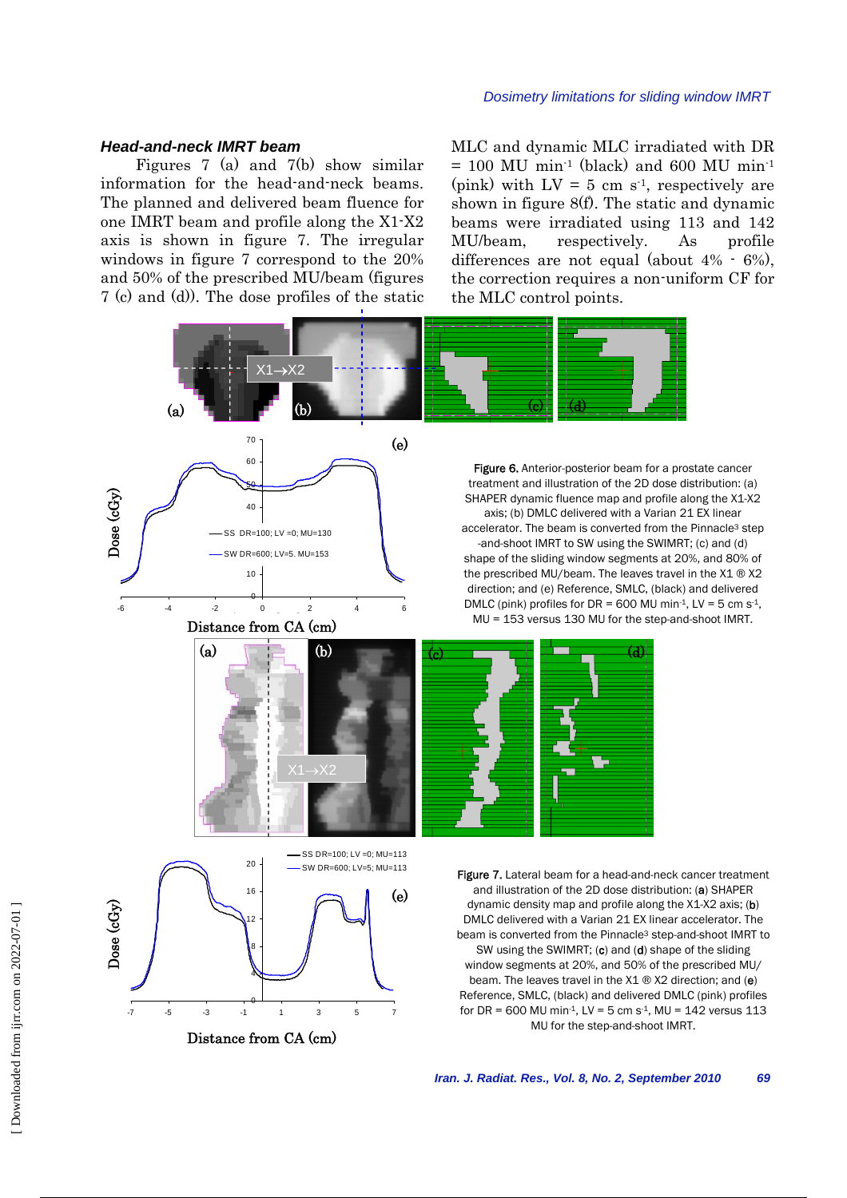### *Head-and-neck IMRT beam*

Figures 7 (a) and 7(b) show similar information for the head-and-neck beams. The planned and delivered beam fluence for one IMRT beam and profile along the X1-X2 axis is shown in figure 7. The irregular windows in figure 7 correspond to the 20% and 50% of the prescribed MU/beam (figures 7 (c) and (d)). The dose profiles of the static MLC and dynamic MLC irradiated with DR = 100 MU min$^{-1}$ (black) and 600 MU min$^{-1}$ (pink) with LV = 5 cm s$^{-1}$, respectively are shown in figure 8(f). The static and dynamic beams were irradiated using 113 and 142 MU/beam, respectively. As profile differences are not equal (about 4% - 6%), the correction requires a non-uniform CF for the MLC control points.

**Figure 6.** Anterior-posterior beam for a prostate cancer treatment and illustration of the 2D dose distribution: (a) SHAPER dynamic fluence map and profile along the X1-X2 axis; (b) DMLC delivered with a Varian 21 EX linear accelerator. The beam is converted from the Pinnacle[3] step-and-shoot IMRT to SW using the SWIMRT; (c) and (d) shape of the sliding window segments at 20%, and 80% of the prescribed MU/beam. The leaves travel in the X1 ® X2 direction; and (e) Reference, SMLC, (black) and delivered DMLC (pink) profiles for DR = 600 MU min$^{-1}$, LV = 5 cm s$^{-1}$, MU = 153 versus 130 MU for the step-and-shoot IMRT.

**Figure 7.** Lateral beam for a head-and-neck cancer treatment and illustration of the 2D dose distribution: (**a**) SHAPER dynamic density map and profile along the X1-X2 axis; (**b**) DMLC delivered with a Varian 21 EX linear accelerator. The beam is converted from the Pinnacle[3] step-and-shoot IMRT to SW using the SWIMRT; (**c**) and (**d**) shape of the sliding window segments at 20%, and 50% of the prescribed MU/ beam. The leaves travel in the X1 ® X2 direction; and (**e**) Reference, SMLC, (black) and delivered DMLC (pink) profiles for DR = 600 MU min$^{-1}$, LV = 5 cm s$^{-1}$, MU = 142 versus 113 MU for the step-and-shoot IMRT.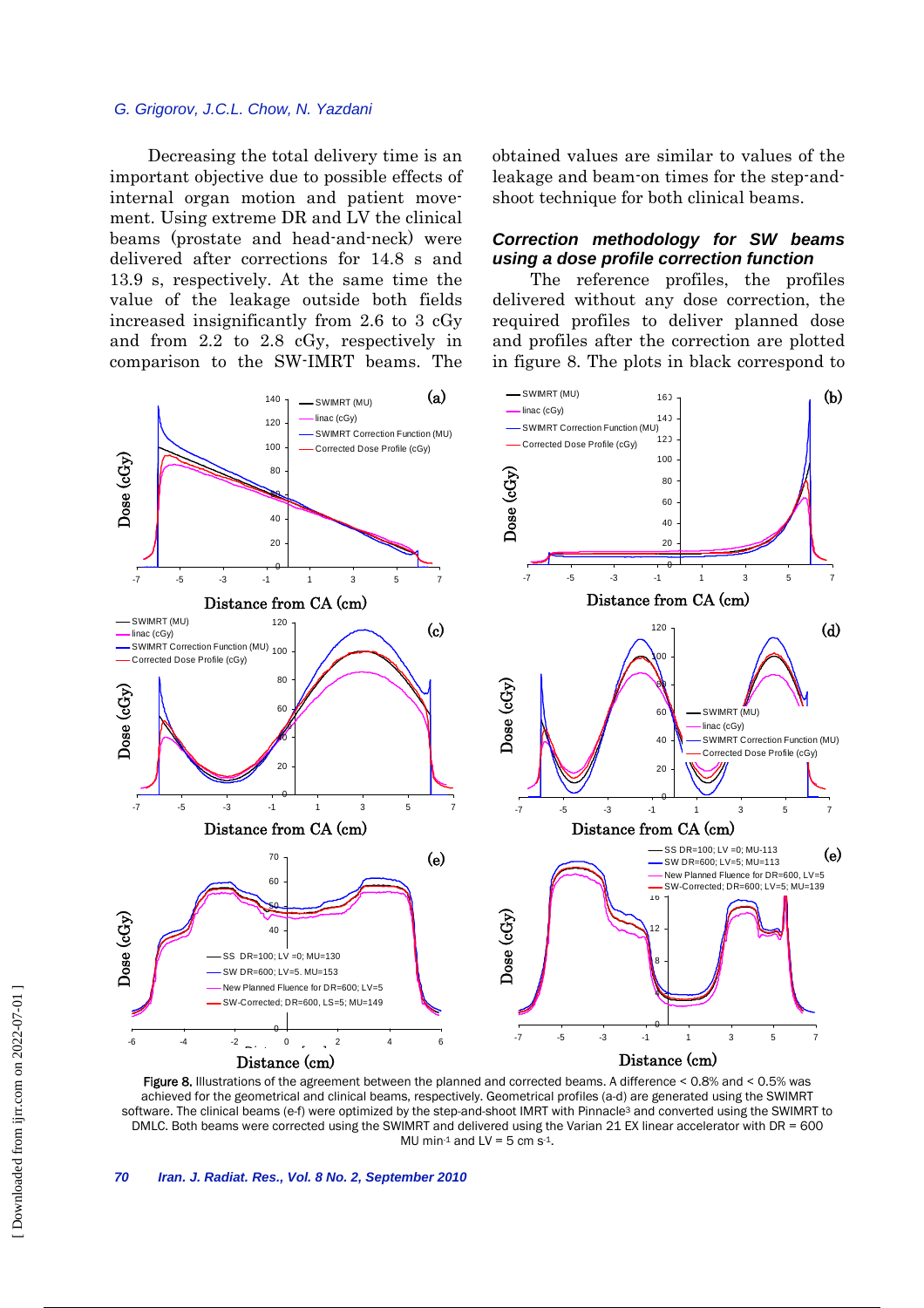Decreasing the total delivery time is an important objective due to possible effects of internal organ motion and patient movement. Using extreme DR and LV the clinical beams (prostate and head-and-neck) were delivered after corrections for 14.8 s and 13.9 s, respectively. At the same time the value of the leakage outside both fields increased insignificantly from 2.6 to 3 cGy and from 2.2 to 2.8 cGy, respectively in comparison to the SW-IMRT beams. The obtained values are similar to values of the leakage and beam-on times for the step-and-shoot technique for both clinical beams.

### *Correction methodology for SW beams using a dose profile correction function*

The reference profiles, the profiles delivered without any dose correction, the required profiles to deliver planned dose and profiles after the correction are plotted in figure 8. The plots in black correspond to

**Figure 8.** Illustrations of the agreement between the planned and corrected beams. A difference < 0.8% and < 0.5% was achieved for the geometrical and clinical beams, respectively. Geometrical profiles (a-d) are generated using the SWIMRT software. The clinical beams (e-f) were optimized by the step-and-shoot IMRT with Pinnacle[3] and converted using the SWIMRT to DMLC. Both beams were corrected using the SWIMRT and delivered using the Varian 21 EX linear accelerator with DR = 600 MU min$^{-1}$ and LV = 5 cm s$^{-1}$.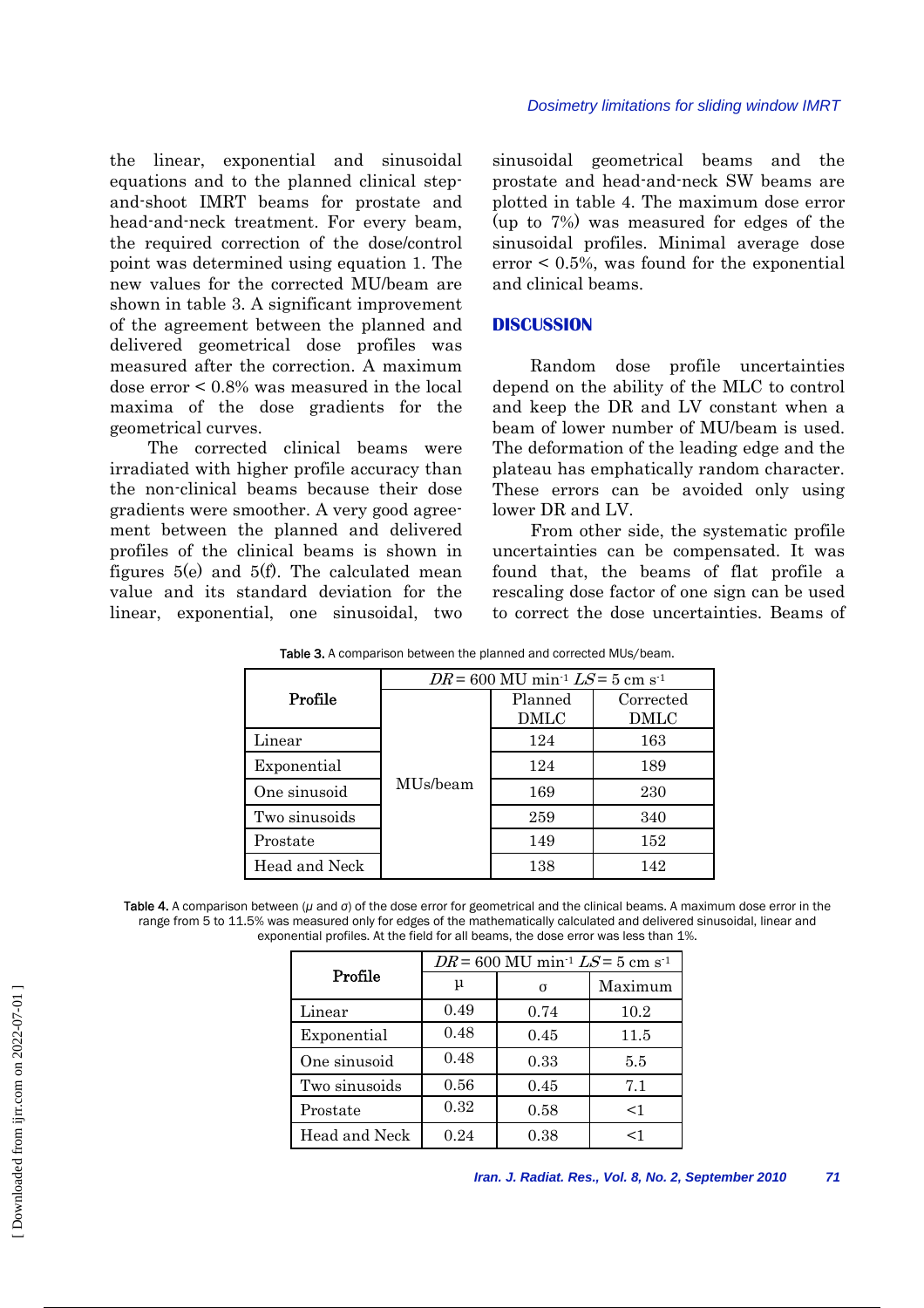the linear, exponential and sinusoidal equations and to the planned clinical step-and-shoot IMRT beams for prostate and head-and-neck treatment. For every beam, the required correction of the dose/control point was determined using equation 1. The new values for the corrected MU/beam are shown in table 3. A significant improvement of the agreement between the planned and delivered geometrical dose profiles was measured after the correction. A maximum dose error < 0.8% was measured in the local maxima of the dose gradients for the geometrical curves.

The corrected clinical beams were irradiated with higher profile accuracy than the non-clinical beams because their dose gradients were smoother. A very good agreement between the planned and delivered profiles of the clinical beams is shown in figures 5(e) and 5(f). The calculated mean value and its standard deviation for the linear, exponential, one sinusoidal, two sinusoidal geometrical beams and the prostate and head-and-neck SW beams are plotted in table 4. The maximum dose error (up to 7%) was measured for edges of the sinusoidal profiles. Minimal average dose error < 0.5%, was found for the exponential and clinical beams.

## DISCUSSION

Random dose profile uncertainties depend on the ability of the MLC to control and keep the DR and LV constant when a beam of lower number of MU/beam is used. The deformation of the leading edge and the plateau has emphatically random character. These errors can be avoided only using lower DR and LV.

From other side, the systematic profile uncertainties can be compensated. It was found that, the beams of flat profile a rescaling dose factor of one sign can be used to correct the dose uncertainties. Beams of

Table 3. A comparison between the planned and corrected MUs/beam.

| Profile | $DR = 600$ MU min$^{-1}$ $LS = 5$ cm s$^{-1}$ | | |
|---|---|---|---|
| | | Planned DMLC | Corrected DMLC |
| Linear | MUs/beam | 124 | 163 |
| Exponential | | 124 | 189 |
| One sinusoid | | 169 | 230 |
| Two sinusoids | | 259 | 340 |
| Prostate | | 149 | 152 |
| Head and Neck | | 138 | 142 |

Table 4. A comparison between ($\mu$ and $\sigma$) of the dose error for geometrical and the clinical beams. A maximum dose error in the range from 5 to 11.5% was measured only for edges of the mathematically calculated and delivered sinusoidal, linear and exponential profiles. At the field for all beams, the dose error was less than 1%.

| Profile | $DR = 600$ MU min$^{-1}$ $LS = 5$ cm s$^{-1}$ | | |
|---|---|---|---|
| | $\mu$ | $\sigma$ | Maximum |
| Linear | 0.49 | 0.74 | 10.2 |
| Exponential | 0.48 | 0.45 | 11.5 |
| One sinusoid | 0.48 | 0.33 | 5.5 |
| Two sinusoids | 0.56 | 0.45 | 7.1 |
| Prostate | 0.32 | 0.58 | <1 |
| Head and Neck | 0.24 | 0.38 | <1 |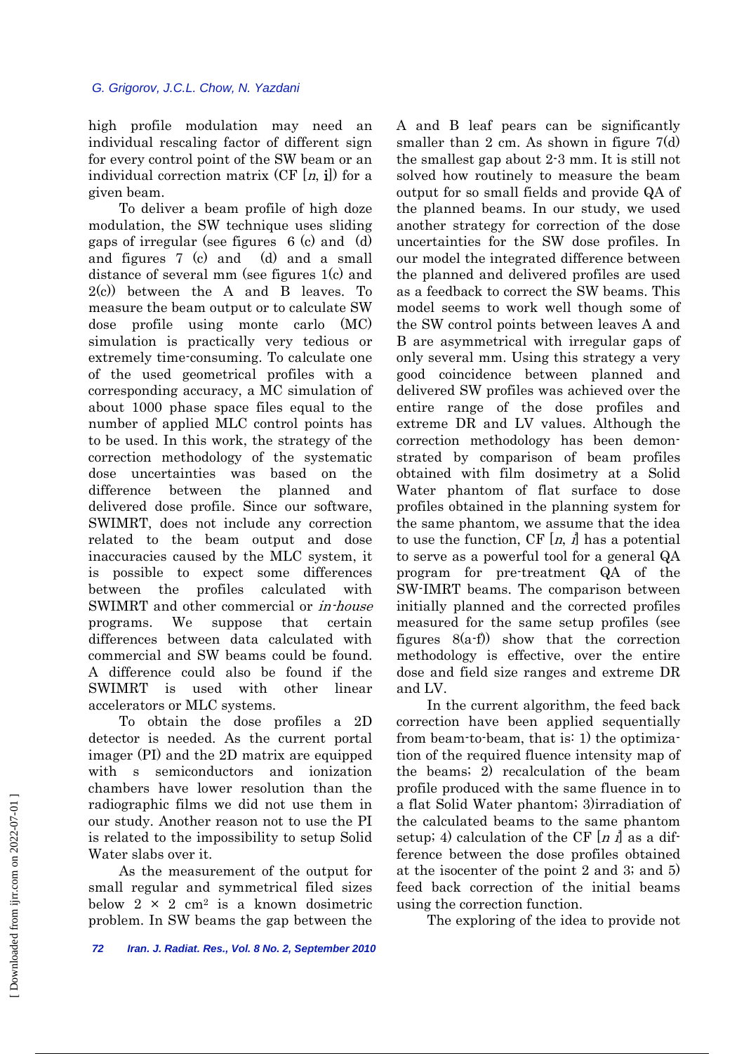high profile modulation may need an individual rescaling factor of different sign for every control point of the SW beam or an individual correction matrix (CF [*n*, **i**]) for a given beam.

To deliver a beam profile of high doze modulation, the SW technique uses sliding gaps of irregular (see figures 6 (c) and (d) and figures 7 (c) and (d) and a small distance of several mm (see figures 1(c) and 2(c)) between the A and B leaves. To measure the beam output or to calculate SW dose profile using monte carlo (MC) simulation is practically very tedious or extremely time-consuming. To calculate one of the used geometrical profiles with a corresponding accuracy, a MC simulation of about 1000 phase space files equal to the number of applied MLC control points has to be used. In this work, the strategy of the correction methodology of the systematic dose uncertainties was based on the difference between the planned and delivered dose profile. Since our software, SWIMRT, does not include any correction related to the beam output and dose inaccuracies caused by the MLC system, it is possible to expect some differences between the profiles calculated with SWIMRT and other commercial or *in-house* programs. We suppose that certain differences between data calculated with commercial and SW beams could be found. A difference could also be found if the SWIMRT is used with other linear accelerators or MLC systems.

To obtain the dose profiles a 2D detector is needed. As the current portal imager (PI) and the 2D matrix are equipped with s semiconductors and ionization chambers have lower resolution than the radiographic films we did not use them in our study. Another reason not to use the PI is related to the impossibility to setup Solid Water slabs over it.

As the measurement of the output for small regular and symmetrical filed sizes below 2 × 2 cm$^2$ is a known dosimetric problem. In SW beams the gap between the A and B leaf pears can be significantly smaller than 2 cm. As shown in figure 7(d) the smallest gap about 2-3 mm. It is still not solved how routinely to measure the beam output for so small fields and provide QA of the planned beams. In our study, we used another strategy for correction of the dose uncertainties for the SW dose profiles. In our model the integrated difference between the planned and delivered profiles are used as a feedback to correct the SW beams. This model seems to work well though some of the SW control points between leaves A and B are asymmetrical with irregular gaps of only several mm. Using this strategy a very good coincidence between planned and delivered SW profiles was achieved over the entire range of the dose profiles and extreme DR and LV values. Although the correction methodology has been demonstrated by comparison of beam profiles obtained with film dosimetry at a Solid Water phantom of flat surface to dose profiles obtained in the planning system for the same phantom, we assume that the idea to use the function, CF [*n*, *i*] has a potential to serve as a powerful tool for a general QA program for pre-treatment QA of the SW-IMRT beams. The comparison between initially planned and the corrected profiles measured for the same setup profiles (see figures 8(a-f)) show that the correction methodology is effective, over the entire dose and field size ranges and extreme DR and LV.

In the current algorithm, the feed back correction have been applied sequentially from beam-to-beam, that is: 1) the optimization of the required fluence intensity map of the beams; 2) recalculation of the beam profile produced with the same fluence in to a flat Solid Water phantom; 3)irradiation of the calculated beams to the same phantom setup; 4) calculation of the CF [*n i*] as a difference between the dose profiles obtained at the isocenter of the point 2 and 3; and 5) feed back correction of the initial beams using the correction function.

The exploring of the idea to provide not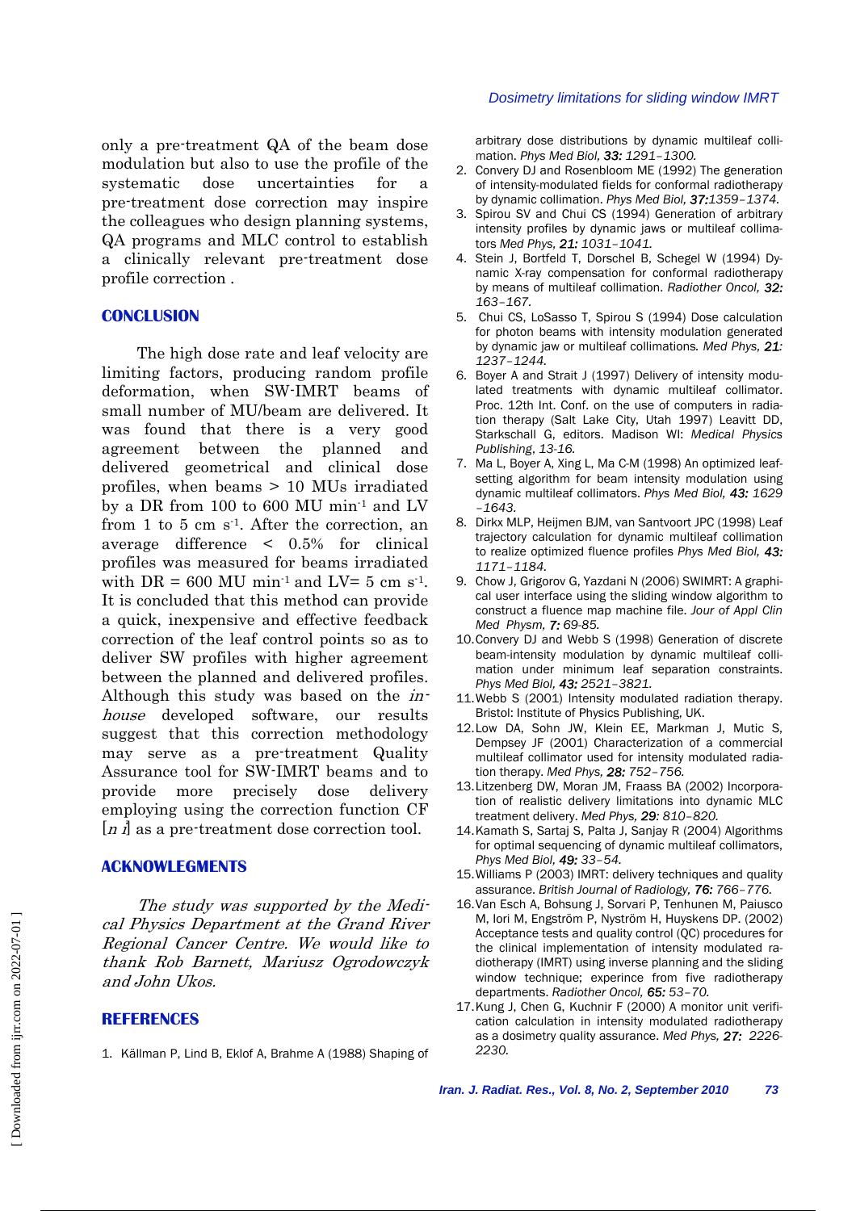only a pre-treatment QA of the beam dose modulation but also to use the profile of the systematic dose uncertainties for a pre-treatment dose correction may inspire the colleagues who design planning systems, QA programs and MLC control to establish a clinically relevant pre-treatment dose profile correction .

## CONCLUSION

The high dose rate and leaf velocity are limiting factors, producing random profile deformation, when SW-IMRT beams of small number of MU/beam are delivered. It was found that there is a very good agreement between the planned and delivered geometrical and clinical dose profiles, when beams > 10 MUs irradiated by a DR from 100 to 600 MU min$^{-1}$ and LV from 1 to 5 cm s$^{-1}$. After the correction, an average difference < 0.5% for clinical profiles was measured for beams irradiated with DR = 600 MU min$^{-1}$ and LV= 5 cm s$^{-1}$. It is concluded that this method can provide a quick, inexpensive and effective feedback correction of the leaf control points so as to deliver SW profiles with higher agreement between the planned and delivered profiles. Although this study was based on the *in-house* developed software, our results suggest that this correction methodology may serve as a pre-treatment Quality Assurance tool for SW-IMRT beams and to provide more precisely dose delivery employing using the correction function CF [*n i*] as a pre-treatment dose correction tool.

## ACKNOWLEGMENTS

*The study was supported by the Medical Physics Department at the Grand River Regional Cancer Centre. We would like to thank Rob Barnett, Mariusz Ogrodowczyk and John Ukos.*

## REFERENCES

1. Källman P, Lind B, Eklof A, Brahme A (1988) Shaping of arbitrary dose distributions by dynamic multileaf collimation. *Phys Med Biol,* ***33:*** *1291–1300.*
2. Convery DJ and Rosenbloom ME (1992) The generation of intensity-modulated fields for conformal radiotherapy by dynamic collimation. *Phys Med Biol,* ***37:****1359–1374.*
3. Spirou SV and Chui CS (1994) Generation of arbitrary intensity profiles by dynamic jaws or multileaf collimators *Med Phys,* ***21:*** *1031–1041.*
4. Stein J, Bortfeld T, Dorschel B, Schegel W (1994) Dynamic X-ray compensation for conformal radiotherapy by means of multileaf collimation. *Radiother Oncol,* ***32:*** *163–167.*
5. Chui CS, LoSasso T, Spirou S (1994) Dose calculation for photon beams with intensity modulation generated by dynamic jaw or multileaf collimations. *Med Phys,* ***21:*** *1237–1244.*
6. Boyer A and Strait J (1997) Delivery of intensity modulated treatments with dynamic multileaf collimator. Proc. 12th Int. Conf. on the use of computers in radiation therapy (Salt Lake City, Utah 1997) Leavitt DD, Starkschall G, editors. Madison WI: *Medical Physics Publishing*, *13-16.*
7. Ma L, Boyer A, Xing L, Ma C-M (1998) An optimized leaf-setting algorithm for beam intensity modulation using dynamic multileaf collimators. *Phys Med Biol,* ***43:*** *1629 –1643.*
8. Dirkx MLP, Heijmen BJM, van Santvoort JPC (1998) Leaf trajectory calculation for dynamic multileaf collimation to realize optimized fluence profiles *Phys Med Biol,* ***43:*** *1171–1184.*
9. Chow J, Grigorov G, Yazdani N (2006) SWIMRT: A graphical user interface using the sliding window algorithm to construct a fluence map machine file. *Jour of Appl Clin Med Physm,* ***7:*** *69-85.*
10. Convery DJ and Webb S (1998) Generation of discrete beam-intensity modulation by dynamic multileaf collimation under minimum leaf separation constraints. *Phys Med Biol,* ***43:*** *2521–3821.*
11. Webb S (2001) Intensity modulated radiation therapy. Bristol: Institute of Physics Publishing, UK.
12. Low DA, Sohn JW, Klein EE, Markman J, Mutic S, Dempsey JF (2001) Characterization of a commercial multileaf collimator used for intensity modulated radiation therapy. *Med Phys,* ***28:*** *752–756.*
13. Litzenberg DW, Moran JM, Fraass BA (2002) Incorporation of realistic delivery limitations into dynamic MLC treatment delivery. *Med Phys,* ***29:*** *810–820.*
14. Kamath S, Sartaj S, Palta J, Sanjay R (2004) Algorithms for optimal sequencing of dynamic multileaf collimators, *Phys Med Biol,* ***49:*** *33–54.*
15. Williams P (2003) IMRT: delivery techniques and quality assurance. *British Journal of Radiology,* ***76:*** *766–776.*
16. Van Esch A, Bohsung J, Sorvari P, Tenhunen M, Paiusco M, Iori M, Engström P, Nyström H, Huyskens DP. (2002) Acceptance tests and quality control (QC) procedures for the clinical implementation of intensity modulated radiotherapy (IMRT) using inverse planning and the sliding window technique; experince from five radiotherapy departments. *Radiother Oncol,* ***65:*** *53–70.*
17. Kung J, Chen G, Kuchnir F (2000) A monitor unit verification calculation in intensity modulated radiotherapy as a dosimetry quality assurance. *Med Phys,* ***27:*** *2226-2230.*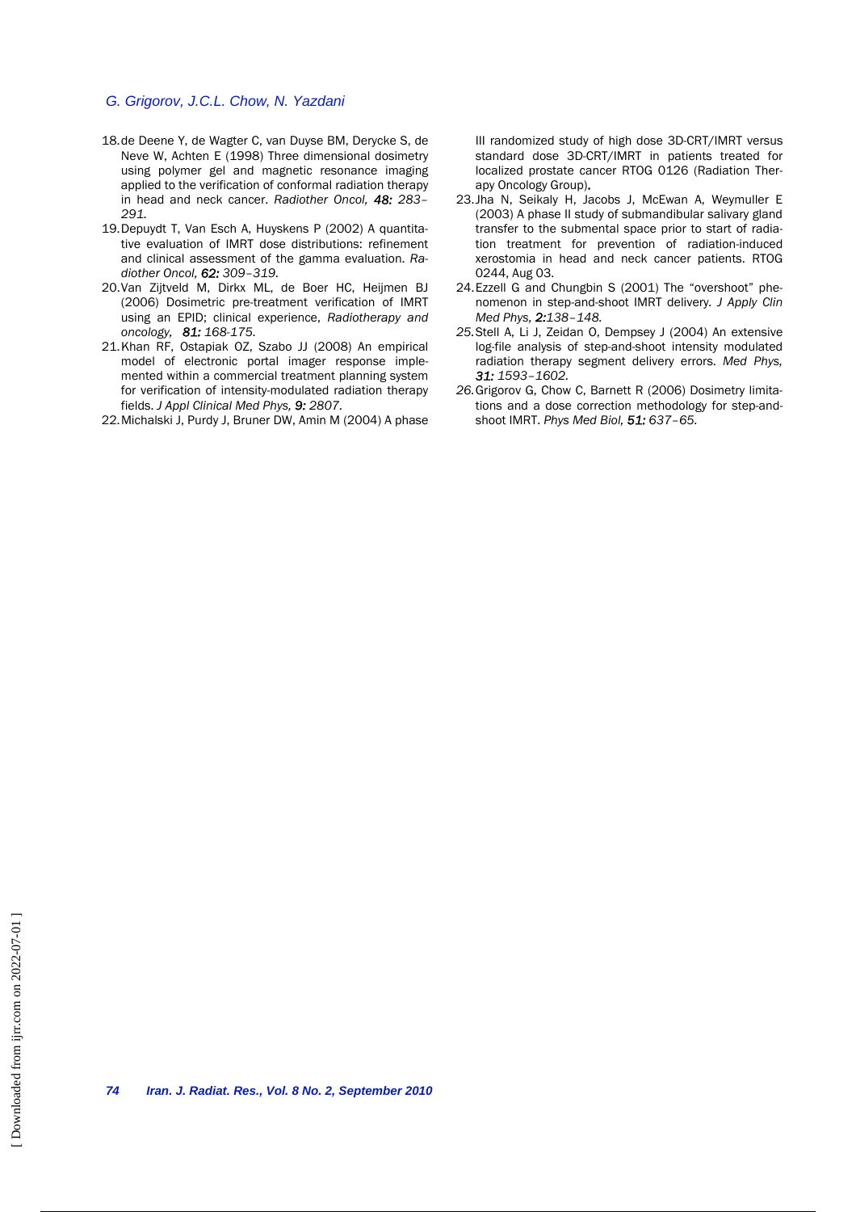18. de Deene Y, de Wagter C, van Duyse BM, Derycke S, de Neve W, Achten E (1998) Three dimensional dosimetry using polymer gel and magnetic resonance imaging applied to the verification of conformal radiation therapy in head and neck cancer. *Radiother Oncol, **48:** 283–291.*
19. Depuydt T, Van Esch A, Huyskens P (2002) A quantitative evaluation of IMRT dose distributions: refinement and clinical assessment of the gamma evaluation. *Radiother Oncol, **62:** 309–319.*
20. Van Zijtveld M, Dirkx ML, de Boer HC, Heijmen BJ (2006) Dosimetric pre-treatment verification of IMRT using an EPID; clinical experience, *Radiotherapy and oncology, **81:** 168-175.*
21. Khan RF, Ostapiak OZ, Szabo JJ (2008) An empirical model of electronic portal imager response implemented within a commercial treatment planning system for verification of intensity-modulated radiation therapy fields. *J Appl Clinical Med Phys, **9:** 2807.*
22. Michalski J, Purdy J, Bruner DW, Amin M (2004) A phase III randomized study of high dose 3D-CRT/IMRT versus standard dose 3D-CRT/IMRT in patients treated for localized prostate cancer RTOG 0126 (Radiation Therapy Oncology Group)**.**
23. Jha N, Seikaly H, Jacobs J, McEwan A, Weymuller E (2003) A phase II study of submandibular salivary gland transfer to the submental space prior to start of radiation treatment for prevention of radiation-induced xerostomia in head and neck cancer patients. RTOG 0244, Aug 03.
24. Ezzell G and Chungbin S (2001) The "overshoot" phenomenon in step-and-shoot IMRT delivery. *J Apply Clin Med Phys, **2:**138–148.*
25. Stell A, Li J, Zeidan O, Dempsey J (2004) An extensive log-file analysis of step-and-shoot intensity modulated radiation therapy segment delivery errors. *Med Phys, **31:** 1593–1602.*
26. Grigorov G, Chow C, Barnett R (2006) Dosimetry limitations and a dose correction methodology for step-and-shoot IMRT. *Phys Med Biol, **51:** 637–65.*